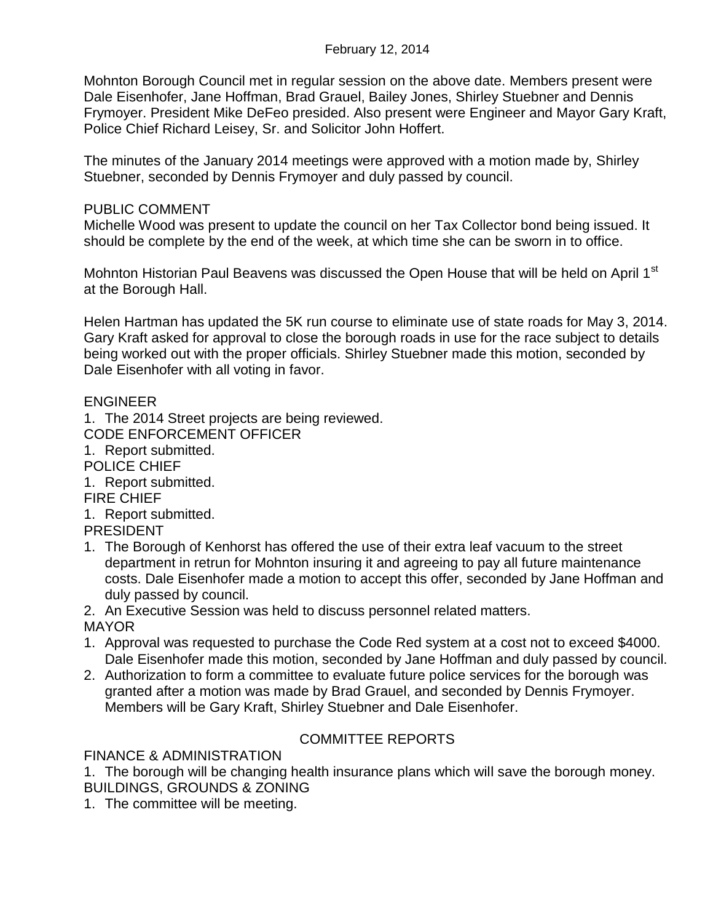February 12, 2014

Mohnton Borough Council met in regular session on the above date. Members present were Dale Eisenhofer, Jane Hoffman, Brad Grauel, Bailey Jones, Shirley Stuebner and Dennis Frymoyer. President Mike DeFeo presided. Also present were Engineer and Mayor Gary Kraft, Police Chief Richard Leisey, Sr. and Solicitor John Hoffert.

The minutes of the January 2014 meetings were approved with a motion made by, Shirley Stuebner, seconded by Dennis Frymoyer and duly passed by council.

PUBLIC COMMENT

Michelle Wood was present to update the council on her Tax Collector bond being issued. It should be complete by the end of the week, at which time she can be sworn in to office.

Mohnton Historian Paul Beavens was discussed the Open House that will be held on April 1st at the Borough Hall.

Helen Hartman has updated the 5K run course to eliminate use of state roads for May 3, 2014. Gary Kraft asked for approval to close the borough roads in use for the race subject to details being worked out with the proper officials. Shirley Stuebner made this motion, seconded by Dale Eisenhofer with all voting in favor.

ENGINEER

1. The 2014 Street projects are being reviewed.

CODE ENFORCEMENT OFFICER

1. Report submitted.

POLICE CHIEF

1. Report submitted.

FIRE CHIEF

1. Report submitted.

PRESIDENT

1. The Borough of Kenhorst has offered the use of their extra leaf vacuum to the street department in retrun for Mohnton insuring it and agreeing to pay all future maintenance costs. Dale Eisenhofer made a motion to accept this offer, seconded by Jane Hoffman and duly passed by council.
2. An Executive Session was held to discuss personnel related matters.

MAYOR

1. Approval was requested to purchase the Code Red system at a cost not to exceed $4000. Dale Eisenhofer made this motion, seconded by Jane Hoffman and duly passed by council.
2. Authorization to form a committee to evaluate future police services for the borough was granted after a motion was made by Brad Grauel, and seconded by Dennis Frymoyer. Members will be Gary Kraft, Shirley Stuebner and Dale Eisenhofer.

COMMITTEE REPORTS

FINANCE & ADMINISTRATION

1. The borough will be changing health insurance plans which will save the borough money.

BUILDINGS, GROUNDS & ZONING

1. The committee will be meeting.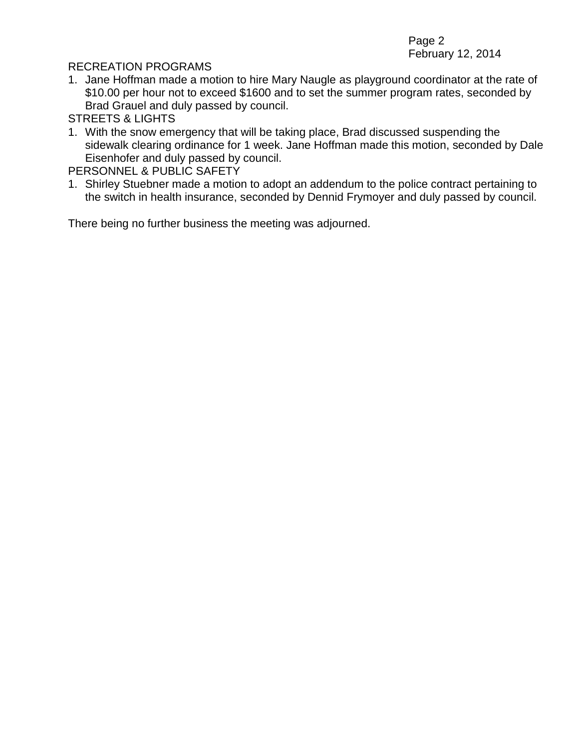RECREATION PROGRAMS

1. Jane Hoffman made a motion to hire Mary Naugle as playground coordinator at the rate of $10.00 per hour not to exceed $1600 and to set the summer program rates, seconded by Brad Grauel and duly passed by council.

STREETS & LIGHTS

1. With the snow emergency that will be taking place, Brad discussed suspending the sidewalk clearing ordinance for 1 week. Jane Hoffman made this motion, seconded by Dale Eisenhofer and duly passed by council.

PERSONNEL & PUBLIC SAFETY

1. Shirley Stuebner made a motion to adopt an addendum to the police contract pertaining to the switch in health insurance, seconded by Dennid Frymoyer and duly passed by council.

There being no further business the meeting was adjourned.